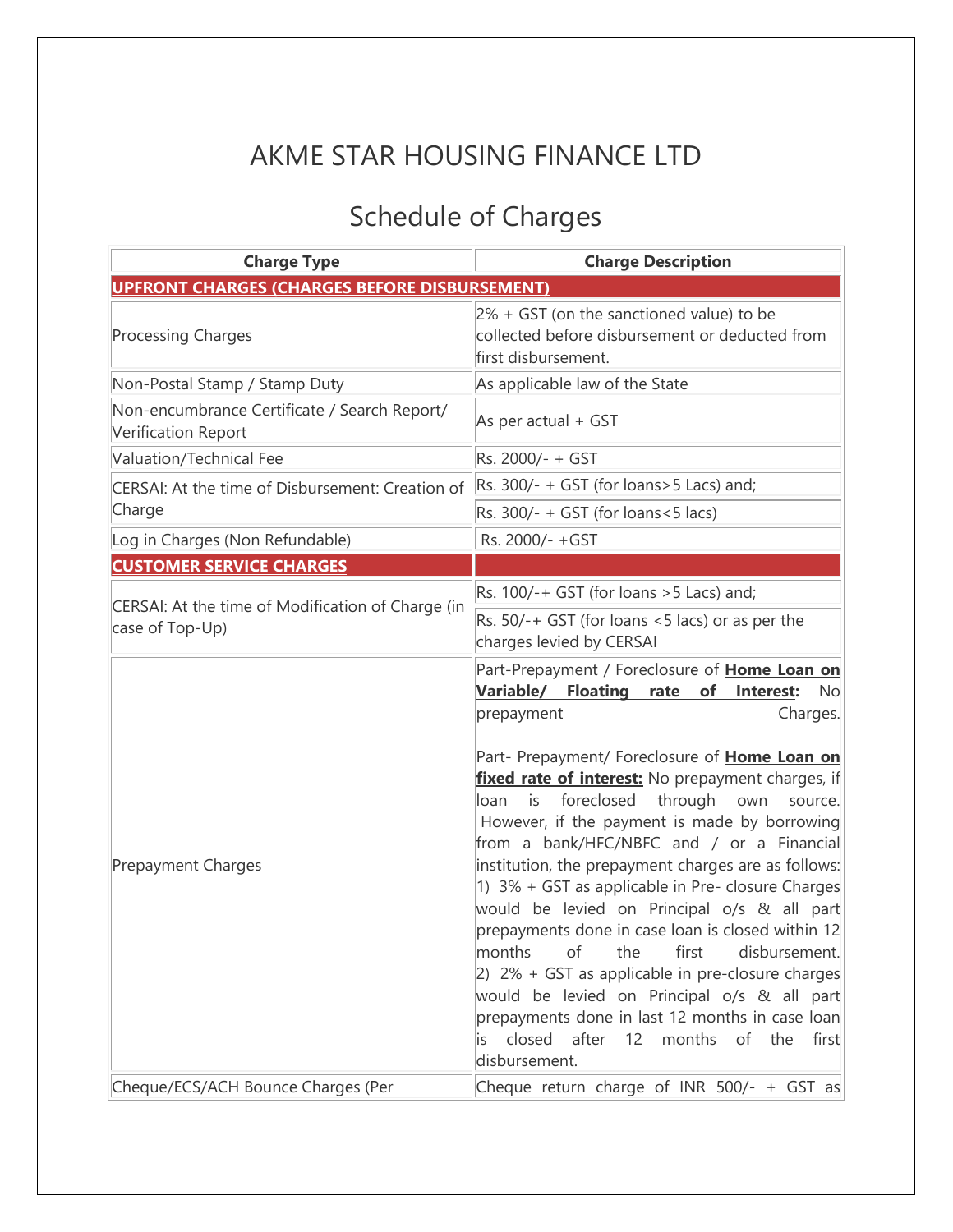# AKME STAR HOUSING FINANCE LTD

## Schedule of Charges

| Charge Type | Charge Description |
|---|---|
| **UPFRONT CHARGES (CHARGES BEFORE DISBURSEMENT)** | |
| Processing Charges | 2% + GST (on the sanctioned value) to be collected before disbursement or deducted from first disbursement. |
| Non-Postal Stamp / Stamp Duty | As applicable law of the State |
| Non-encumbrance Certificate / Search Report/ Verification Report | As per actual + GST |
| Valuation/Technical Fee | Rs. 2000/- + GST |
| CERSAI: At the time of Disbursement: Creation of Charge | Rs. 300/- + GST (for loans>5 Lacs) and; |
| | Rs. 300/- + GST (for loans<5 lacs) |
| Log in Charges (Non Refundable) | Rs. 2000/- +GST |
| **CUSTOMER SERVICE CHARGES** | |
| CERSAI: At the time of Modification of Charge (in case of Top-Up) | Rs. 100/-+ GST (for loans >5 Lacs) and; |
| | Rs. 50/-+ GST (for loans <5 lacs) or as per the charges levied by CERSAI |
| Prepayment Charges | Part-Prepayment / Foreclosure of **Home Loan on Variable/ Floating rate of Interest:** No prepayment Charges.<br><br>Part- Prepayment/ Foreclosure of **Home Loan on fixed rate of interest:** No prepayment charges, if loan is foreclosed through own source. However, if the payment is made by borrowing from a bank/HFC/NBFC and / or a Financial institution, the prepayment charges are as follows:<br>1) 3% + GST as applicable in Pre- closure Charges would be levied on Principal o/s & all part prepayments done in case loan is closed within 12 months of the first disbursement.<br>2) 2% + GST as applicable in pre-closure charges would be levied on Principal o/s & all part prepayments done in last 12 months in case loan is closed after 12 months of the first disbursement. |
| Cheque/ECS/ACH Bounce Charges (Per | Cheque return charge of INR 500/- + GST as |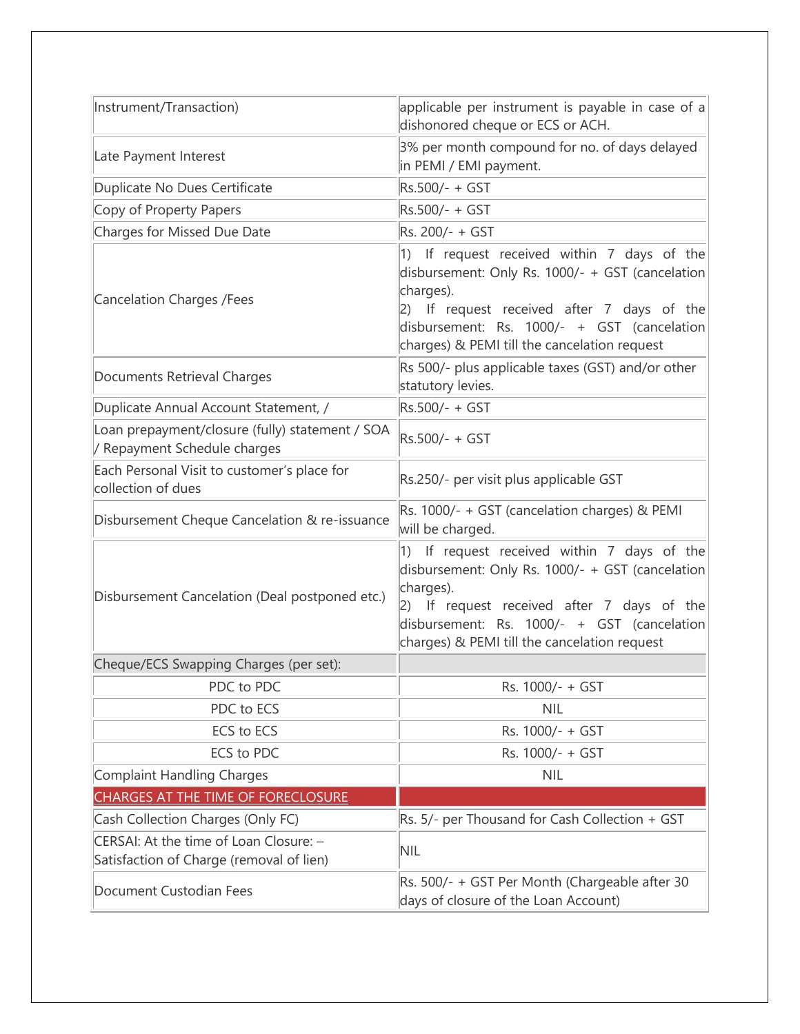| Instrument/Transaction) | applicable per instrument is payable in case of a dishonored cheque or ECS or ACH. |
|---|---|
| Late Payment Interest | 3% per month compound for no. of days delayed in PEMI / EMI payment. |
| Duplicate No Dues Certificate | Rs.500/- + GST |
| Copy of Property Papers | Rs.500/- + GST |
| Charges for Missed Due Date | Rs. 200/- + GST |
| Cancelation Charges /Fees | 1) If request received within 7 days of the disbursement: Only Rs. 1000/- + GST (cancelation charges).<br>2) If request received after 7 days of the disbursement: Rs. 1000/- + GST (cancelation charges) & PEMI till the cancelation request |
| Documents Retrieval Charges | Rs 500/- plus applicable taxes (GST) and/or other statutory levies. |
| Duplicate Annual Account Statement, / | Rs.500/- + GST |
| Loan prepayment/closure (fully) statement / SOA / Repayment Schedule charges | Rs.500/- + GST |
| Each Personal Visit to customer's place for collection of dues | Rs.250/- per visit plus applicable GST |
| Disbursement Cheque Cancelation & re-issuance | Rs. 1000/- + GST (cancelation charges) & PEMI will be charged. |
| Disbursement Cancelation (Deal postponed etc.) | 1) If request received within 7 days of the disbursement: Only Rs. 1000/- + GST (cancelation charges).<br>2) If request received after 7 days of the disbursement: Rs. 1000/- + GST (cancelation charges) & PEMI till the cancelation request |
| Cheque/ECS Swapping Charges (per set): | |
| PDC to PDC | Rs. 1000/- + GST |
| PDC to ECS | NIL |
| ECS to ECS | Rs. 1000/- + GST |
| ECS to PDC | Rs. 1000/- + GST |
| Complaint Handling Charges | NIL |
| CHARGES AT THE TIME OF FORECLOSURE | |
| Cash Collection Charges (Only FC) | Rs. 5/- per Thousand for Cash Collection + GST |
| CERSAI: At the time of Loan Closure: – Satisfaction of Charge (removal of lien) | NIL |
| Document Custodian Fees | Rs. 500/- + GST Per Month (Chargeable after 30 days of closure of the Loan Account) |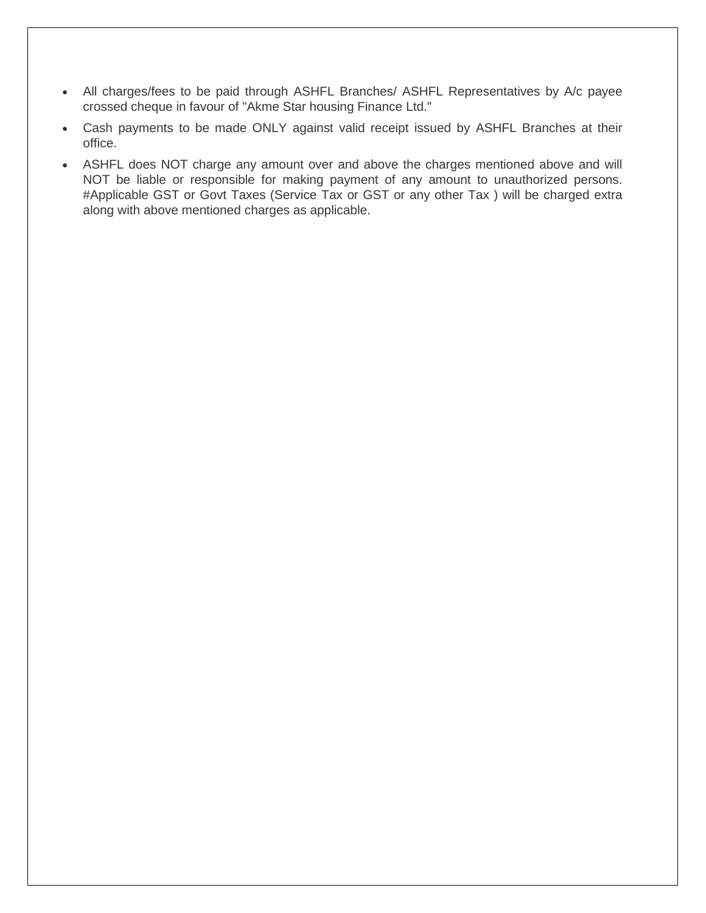- All charges/fees to be paid through ASHFL Branches/ ASHFL Representatives by A/c payee crossed cheque in favour of "Akme Star housing Finance Ltd."
- Cash payments to be made ONLY against valid receipt issued by ASHFL Branches at their office.
- ASHFL does NOT charge any amount over and above the charges mentioned above and will NOT be liable or responsible for making payment of any amount to unauthorized persons. #Applicable GST or Govt Taxes (Service Tax or GST or any other Tax ) will be charged extra along with above mentioned charges as applicable.